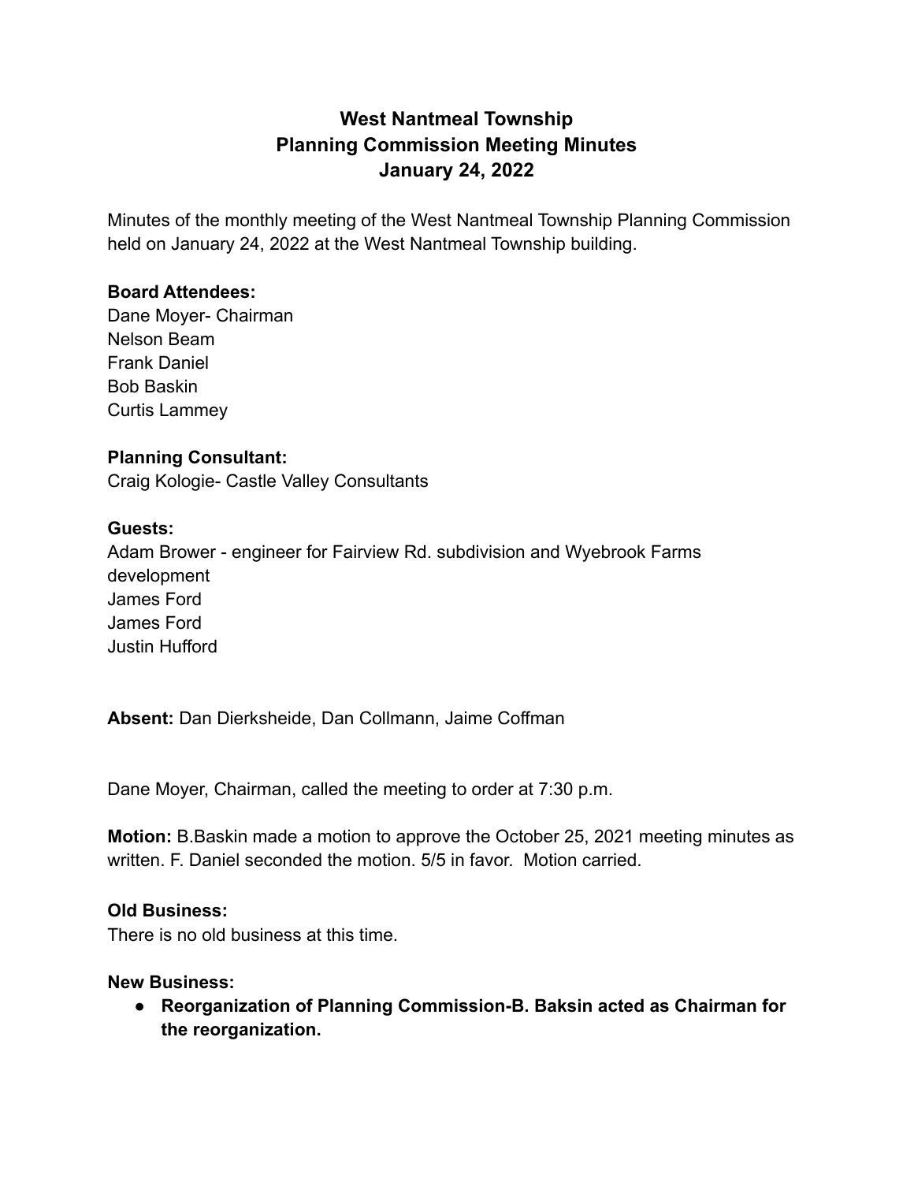# West Nantmeal Township
# Planning Commission Meeting Minutes
# January 24, 2022

Minutes of the monthly meeting of the West Nantmeal Township Planning Commission held on January 24, 2022 at the West Nantmeal Township building.

**Board Attendees:**
Dane Moyer- Chairman
Nelson Beam
Frank Daniel
Bob Baskin
Curtis Lammey

**Planning Consultant:**
Craig Kologie- Castle Valley Consultants

**Guests:**
Adam Brower - engineer for Fairview Rd. subdivision and Wyebrook Farms development
James Ford
James Ford
Justin Hufford

**Absent:** Dan Dierksheide, Dan Collmann, Jaime Coffman

Dane Moyer, Chairman, called the meeting to order at 7:30 p.m.

**Motion:** B.Baskin made a motion to approve the October 25, 2021 meeting minutes as written. F. Daniel seconded the motion. 5/5 in favor. Motion carried.

**Old Business:**
There is no old business at this time.

**New Business:**

- **Reorganization of Planning Commission-B. Baksin acted as Chairman for the reorganization.**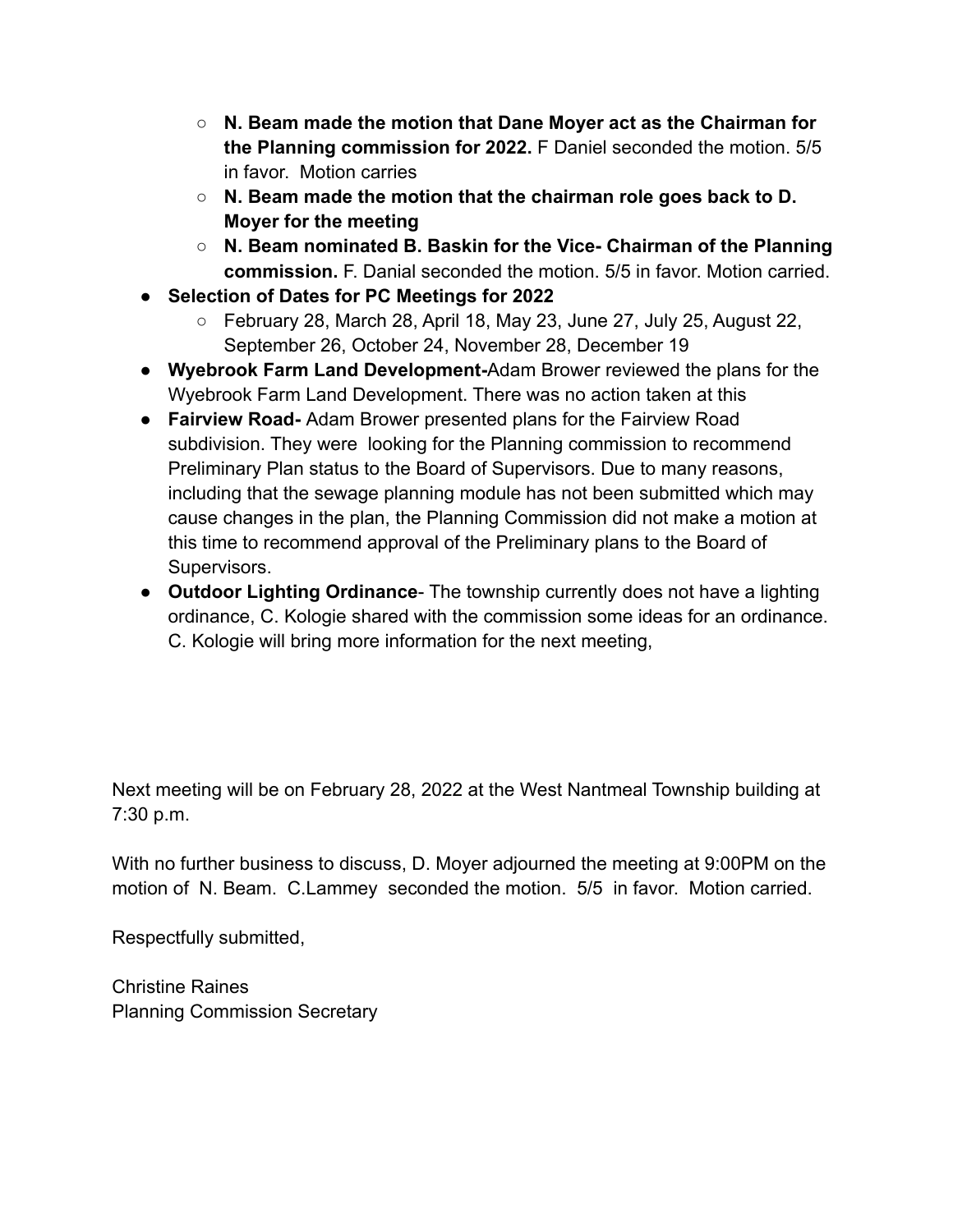- **N. Beam made the motion that Dane Moyer act as the Chairman for the Planning commission for 2022.** F Daniel seconded the motion. 5/5 in favor. Motion carries
    - **N. Beam made the motion that the chairman role goes back to D. Moyer for the meeting**
    - **N. Beam nominated B. Baskin for the Vice- Chairman of the Planning commission.** F. Danial seconded the motion. 5/5 in favor. Motion carried.
- **Selection of Dates for PC Meetings for 2022**
    - February 28, March 28, April 18, May 23, June 27, July 25, August 22, September 26, October 24, November 28, December 19
- **Wyebrook Farm Land Development-**Adam Brower reviewed the plans for the Wyebrook Farm Land Development. There was no action taken at this
- **Fairview Road-** Adam Brower presented plans for the Fairview Road subdivision. They were looking for the Planning commission to recommend Preliminary Plan status to the Board of Supervisors. Due to many reasons, including that the sewage planning module has not been submitted which may cause changes in the plan, the Planning Commission did not make a motion at this time to recommend approval of the Preliminary plans to the Board of Supervisors.
- **Outdoor Lighting Ordinance**- The township currently does not have a lighting ordinance, C. Kologie shared with the commission some ideas for an ordinance. C. Kologie will bring more information for the next meeting,

Next meeting will be on February 28, 2022 at the West Nantmeal Township building at 7:30 p.m.

With no further business to discuss, D. Moyer adjourned the meeting at 9:00PM on the motion of N. Beam. C.Lammey seconded the motion. 5/5 in favor. Motion carried.

Respectfully submitted,

Christine Raines
Planning Commission Secretary